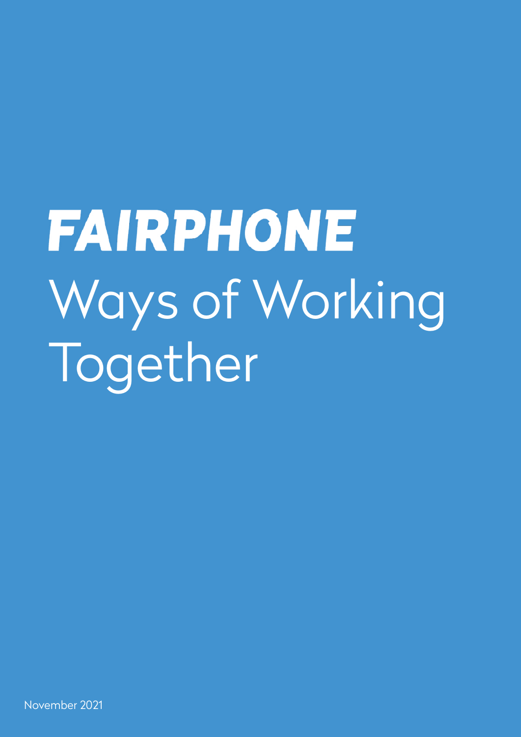# FAIRPHONE

# Ways of Working Together

November 2021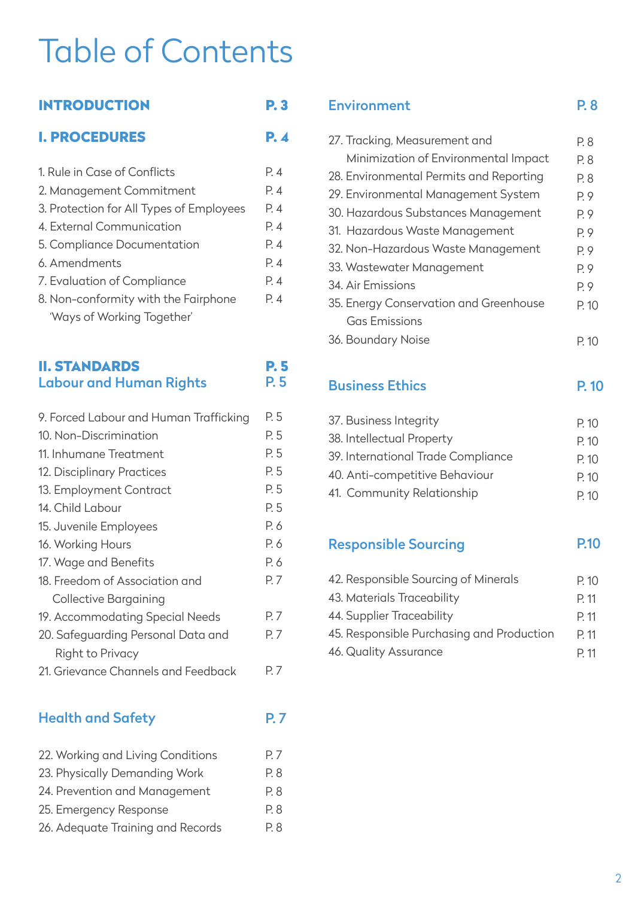# Table of Contents

| | |
|---|---|
| **INTRODUCTION** | **P. 3** |
| **I. PROCEDURES** | **P. 4** |
| 1. Rule in Case of Conflicts | P. 4 |
| 2. Management Commitment | P. 4 |
| 3. Protection for All Types of Employees | P. 4 |
| 4. External Communication | P. 4 |
| 5. Compliance Documentation | P. 4 |
| 6. Amendments | P. 4 |
| 7. Evaluation of Compliance | P. 4 |
| 8. Non-conformity with the Fairphone 'Ways of Working Together' | P. 4 |
| **II. STANDARDS** | **P. 5** |
| **Labour and Human Rights** | **P. 5** |
| 9. Forced Labour and Human Trafficking | P. 5 |
| 10. Non-Discrimination | P. 5 |
| 11. Inhumane Treatment | P. 5 |
| 12. Disciplinary Practices | P. 5 |
| 13. Employment Contract | P. 5 |
| 14. Child Labour | P. 5 |
| 15. Juvenile Employees | P. 6 |
| 16. Working Hours | P. 6 |
| 17. Wage and Benefits | P. 6 |
| 18. Freedom of Association and Collective Bargaining | P. 7 |
| 19. Accommodating Special Needs | P. 7 |
| 20. Safeguarding Personal Data and Right to Privacy | P. 7 |
| 21. Grievance Channels and Feedback | P. 7 |
| **Health and Safety** | **P. 7** |
| 22. Working and Living Conditions | P. 7 |
| 23. Physically Demanding Work | P. 8 |
| 24. Prevention and Management | P. 8 |
| 25. Emergency Response | P. 8 |
| 26. Adequate Training and Records | P. 8 |
| **Environment** | **P. 8** |
| 27. Tracking, Measurement and Minimization of Environmental Impact | P. 8 |
| 28. Environmental Permits and Reporting | P. 8 |
| 29. Environmental Management System | P. 9 |
| 30. Hazardous Substances Management | P. 9 |
| 31. Hazardous Waste Management | P. 9 |
| 32. Non-Hazardous Waste Management | P. 9 |
| 33. Wastewater Management | P. 9 |
| 34. Air Emissions | P. 9 |
| 35. Energy Conservation and Greenhouse Gas Emissions | P. 10 |
| 36. Boundary Noise | P. 10 |
| **Business Ethics** | **P. 10** |
| 37. Business Integrity | P. 10 |
| 38. Intellectual Property | P. 10 |
| 39. International Trade Compliance | P. 10 |
| 40. Anti-competitive Behaviour | P. 10 |
| 41. Community Relationship | P. 10 |
| **Responsible Sourcing** | **P.10** |
| 42. Responsible Sourcing of Minerals | P. 10 |
| 43. Materials Traceability | P. 11 |
| 44. Supplier Traceability | P. 11 |
| 45. Responsible Purchasing and Production | P. 11 |
| 46. Quality Assurance | P. 11 |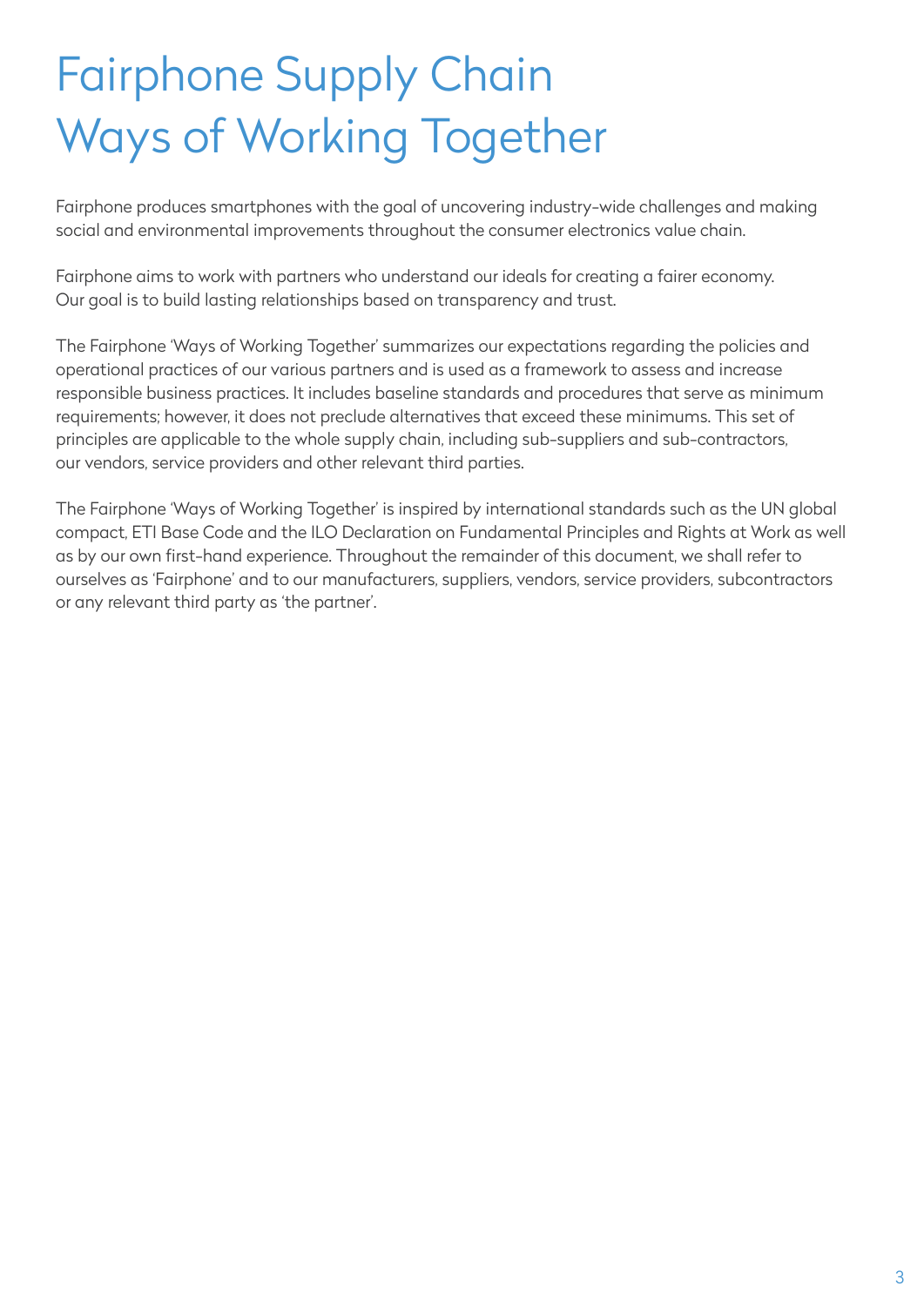# Fairphone Supply Chain Ways of Working Together

Fairphone produces smartphones with the goal of uncovering industry-wide challenges and making social and environmental improvements throughout the consumer electronics value chain.

Fairphone aims to work with partners who understand our ideals for creating a fairer economy. Our goal is to build lasting relationships based on transparency and trust.

The Fairphone 'Ways of Working Together' summarizes our expectations regarding the policies and operational practices of our various partners and is used as a framework to assess and increase responsible business practices. It includes baseline standards and procedures that serve as minimum requirements; however, it does not preclude alternatives that exceed these minimums. This set of principles are applicable to the whole supply chain, including sub-suppliers and sub-contractors, our vendors, service providers and other relevant third parties.

The Fairphone 'Ways of Working Together' is inspired by international standards such as the UN global compact, ETI Base Code and the ILO Declaration on Fundamental Principles and Rights at Work as well as by our own first-hand experience. Throughout the remainder of this document, we shall refer to ourselves as 'Fairphone' and to our manufacturers, suppliers, vendors, service providers, subcontractors or any relevant third party as 'the partner'.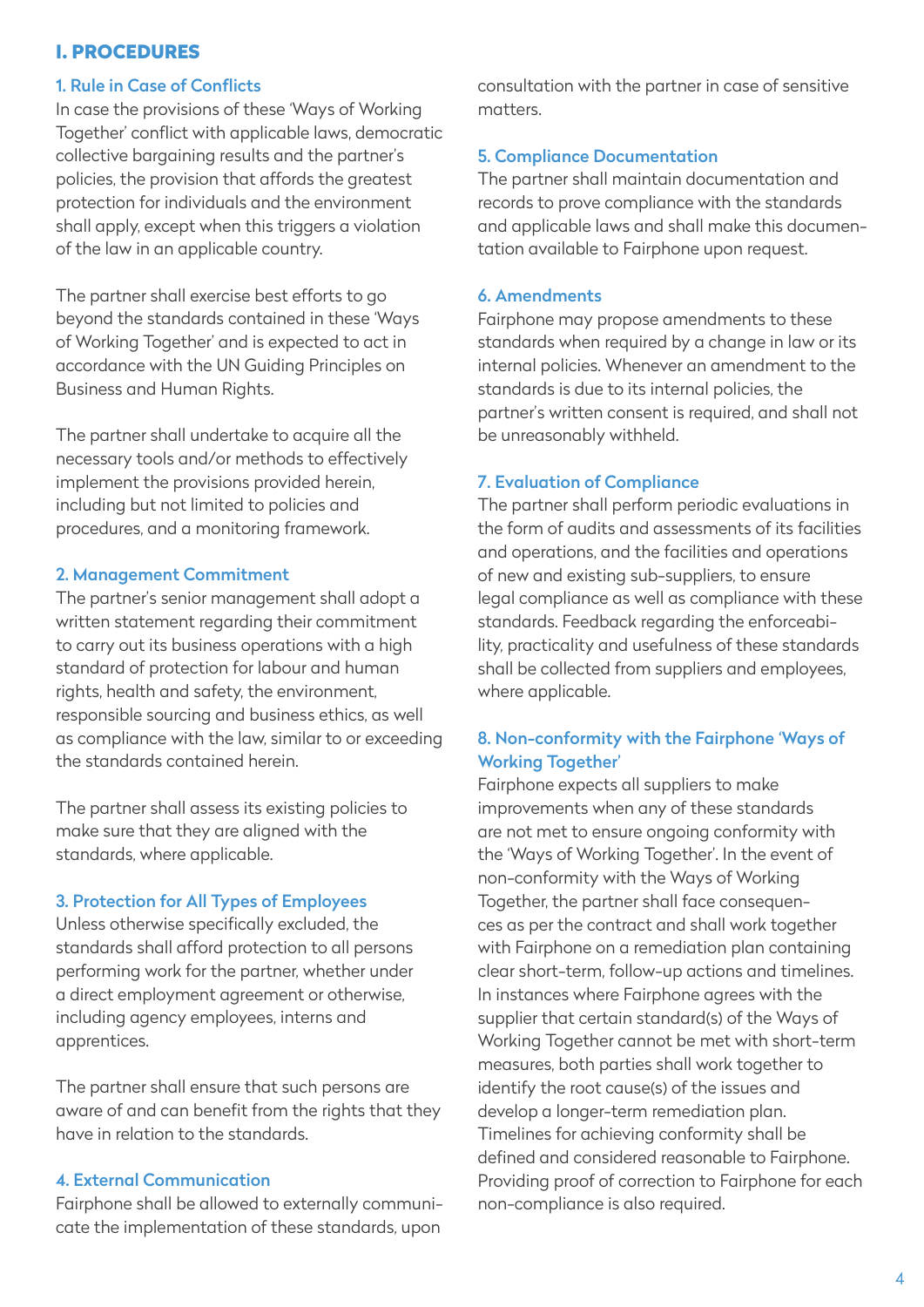# I. PROCEDURES

### 1. Rule in Case of Conflicts

In case the provisions of these 'Ways of Working Together' conflict with applicable laws, democratic collective bargaining results and the partner's policies, the provision that affords the greatest protection for individuals and the environment shall apply, except when this triggers a violation of the law in an applicable country.

The partner shall exercise best efforts to go beyond the standards contained in these 'Ways of Working Together' and is expected to act in accordance with the UN Guiding Principles on Business and Human Rights.

The partner shall undertake to acquire all the necessary tools and/or methods to effectively implement the provisions provided herein, including but not limited to policies and procedures, and a monitoring framework.

### 2. Management Commitment

The partner's senior management shall adopt a written statement regarding their commitment to carry out its business operations with a high standard of protection for labour and human rights, health and safety, the environment, responsible sourcing and business ethics, as well as compliance with the law, similar to or exceeding the standards contained herein.

The partner shall assess its existing policies to make sure that they are aligned with the standards, where applicable.

### 3. Protection for All Types of Employees

Unless otherwise specifically excluded, the standards shall afford protection to all persons performing work for the partner, whether under a direct employment agreement or otherwise, including agency employees, interns and apprentices.

The partner shall ensure that such persons are aware of and can benefit from the rights that they have in relation to the standards.

### 4. External Communication

Fairphone shall be allowed to externally communicate the implementation of these standards, upon consultation with the partner in case of sensitive matters.

### 5. Compliance Documentation

The partner shall maintain documentation and records to prove compliance with the standards and applicable laws and shall make this documentation available to Fairphone upon request.

### 6. Amendments

Fairphone may propose amendments to these standards when required by a change in law or its internal policies. Whenever an amendment to the standards is due to its internal policies, the partner's written consent is required, and shall not be unreasonably withheld.

### 7. Evaluation of Compliance

The partner shall perform periodic evaluations in the form of audits and assessments of its facilities and operations, and the facilities and operations of new and existing sub-suppliers, to ensure legal compliance as well as compliance with these standards. Feedback regarding the enforceability, practicality and usefulness of these standards shall be collected from suppliers and employees, where applicable.

### 8. Non-conformity with the Fairphone 'Ways of Working Together'

Fairphone expects all suppliers to make improvements when any of these standards are not met to ensure ongoing conformity with the 'Ways of Working Together'. In the event of non-conformity with the Ways of Working Together, the partner shall face consequences as per the contract and shall work together with Fairphone on a remediation plan containing clear short-term, follow-up actions and timelines. In instances where Fairphone agrees with the supplier that certain standard(s) of the Ways of Working Together cannot be met with short-term measures, both parties shall work together to identify the root cause(s) of the issues and develop a longer-term remediation plan. Timelines for achieving conformity shall be defined and considered reasonable to Fairphone. Providing proof of correction to Fairphone for each non-compliance is also required.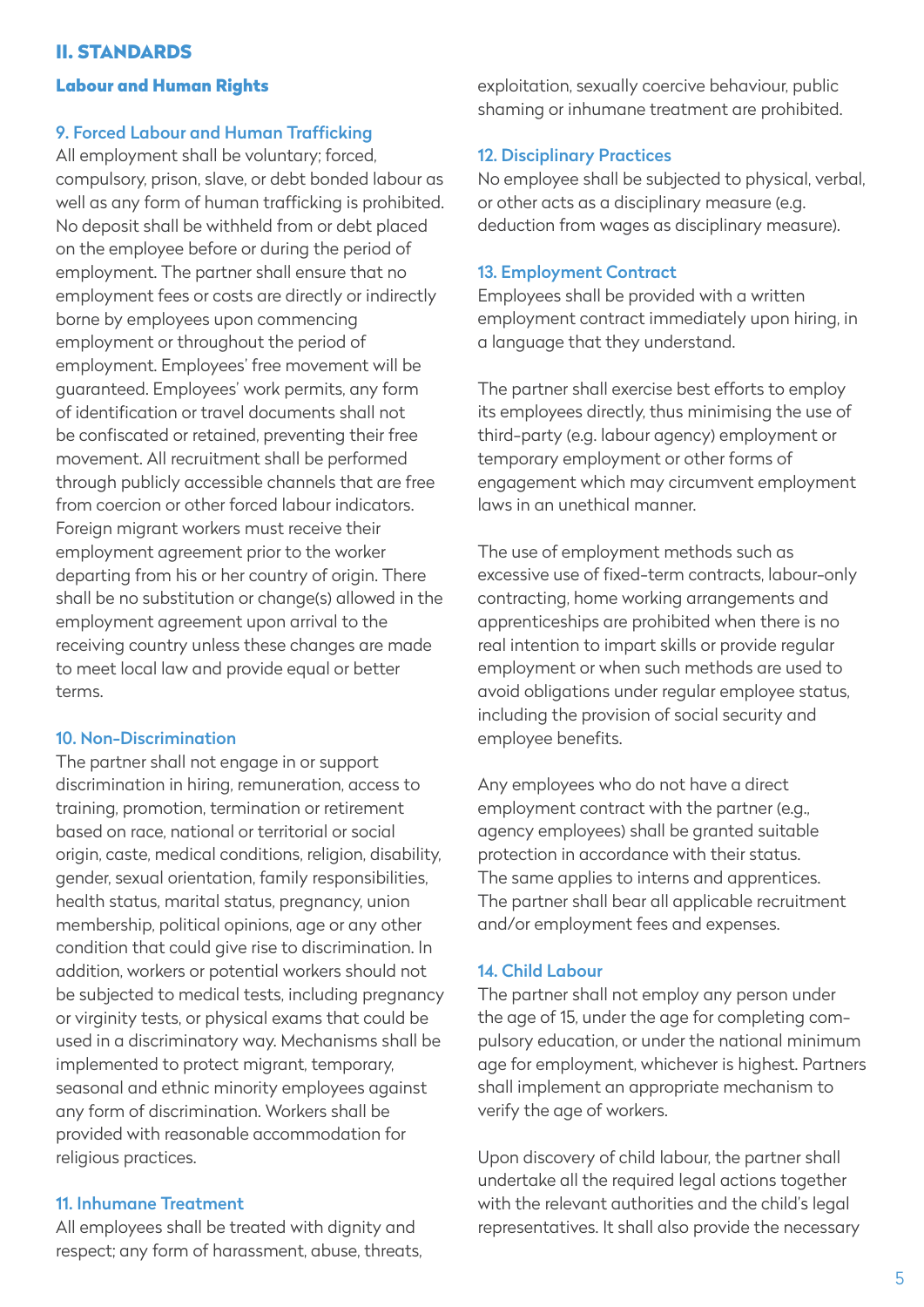## II. STANDARDS

### Labour and Human Rights

#### 9. Forced Labour and Human Trafficking

All employment shall be voluntary; forced, compulsory, prison, slave, or debt bonded labour as well as any form of human trafficking is prohibited. No deposit shall be withheld from or debt placed on the employee before or during the period of employment. The partner shall ensure that no employment fees or costs are directly or indirectly borne by employees upon commencing employment or throughout the period of employment. Employees' free movement will be guaranteed. Employees' work permits, any form of identification or travel documents shall not be confiscated or retained, preventing their free movement. All recruitment shall be performed through publicly accessible channels that are free from coercion or other forced labour indicators. Foreign migrant workers must receive their employment agreement prior to the worker departing from his or her country of origin. There shall be no substitution or change(s) allowed in the employment agreement upon arrival to the receiving country unless these changes are made to meet local law and provide equal or better terms.

#### 10. Non-Discrimination

The partner shall not engage in or support discrimination in hiring, remuneration, access to training, promotion, termination or retirement based on race, national or territorial or social origin, caste, medical conditions, religion, disability, gender, sexual orientation, family responsibilities, health status, marital status, pregnancy, union membership, political opinions, age or any other condition that could give rise to discrimination. In addition, workers or potential workers should not be subjected to medical tests, including pregnancy or virginity tests, or physical exams that could be used in a discriminatory way. Mechanisms shall be implemented to protect migrant, temporary, seasonal and ethnic minority employees against any form of discrimination. Workers shall be provided with reasonable accommodation for religious practices.

#### 11. Inhumane Treatment

All employees shall be treated with dignity and respect; any form of harassment, abuse, threats, exploitation, sexually coercive behaviour, public shaming or inhumane treatment are prohibited.

#### 12. Disciplinary Practices

No employee shall be subjected to physical, verbal, or other acts as a disciplinary measure (e.g. deduction from wages as disciplinary measure).

#### 13. Employment Contract

Employees shall be provided with a written employment contract immediately upon hiring, in a language that they understand.

The partner shall exercise best efforts to employ its employees directly, thus minimising the use of third-party (e.g. labour agency) employment or temporary employment or other forms of engagement which may circumvent employment laws in an unethical manner.

The use of employment methods such as excessive use of fixed-term contracts, labour-only contracting, home working arrangements and apprenticeships are prohibited when there is no real intention to impart skills or provide regular employment or when such methods are used to avoid obligations under regular employee status, including the provision of social security and employee benefits.

Any employees who do not have a direct employment contract with the partner (e.g., agency employees) shall be granted suitable protection in accordance with their status. The same applies to interns and apprentices. The partner shall bear all applicable recruitment and/or employment fees and expenses.

#### 14. Child Labour

The partner shall not employ any person under the age of 15, under the age for completing compulsory education, or under the national minimum age for employment, whichever is highest. Partners shall implement an appropriate mechanism to verify the age of workers.

Upon discovery of child labour, the partner shall undertake all the required legal actions together with the relevant authorities and the child's legal representatives. It shall also provide the necessary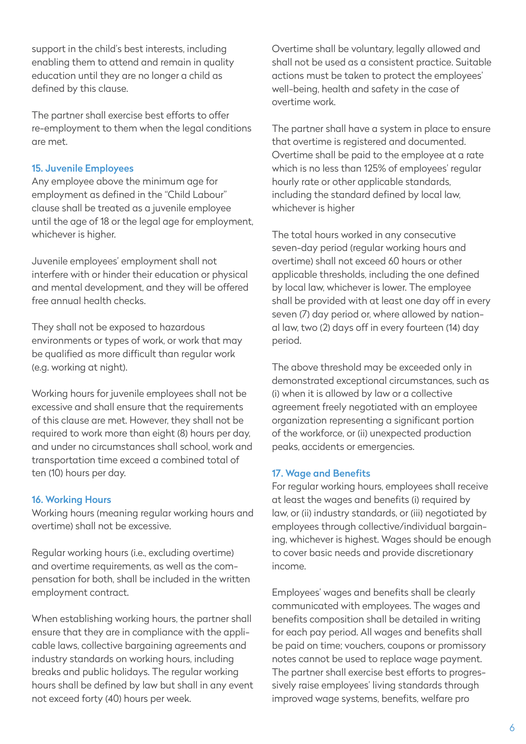support in the child's best interests, including enabling them to attend and remain in quality education until they are no longer a child as defined by this clause.

The partner shall exercise best efforts to offer re-employment to them when the legal conditions are met.

### 15. Juvenile Employees

Any employee above the minimum age for employment as defined in the "Child Labour" clause shall be treated as a juvenile employee until the age of 18 or the legal age for employment, whichever is higher.

Juvenile employees' employment shall not interfere with or hinder their education or physical and mental development, and they will be offered free annual health checks.

They shall not be exposed to hazardous environments or types of work, or work that may be qualified as more difficult than regular work (e.g. working at night).

Working hours for juvenile employees shall not be excessive and shall ensure that the requirements of this clause are met. However, they shall not be required to work more than eight (8) hours per day, and under no circumstances shall school, work and transportation time exceed a combined total of ten (10) hours per day.

### 16. Working Hours

Working hours (meaning regular working hours and overtime) shall not be excessive.

Regular working hours (i.e., excluding overtime) and overtime requirements, as well as the compensation for both, shall be included in the written employment contract.

When establishing working hours, the partner shall ensure that they are in compliance with the applicable laws, collective bargaining agreements and industry standards on working hours, including breaks and public holidays. The regular working hours shall be defined by law but shall in any event not exceed forty (40) hours per week.

Overtime shall be voluntary, legally allowed and shall not be used as a consistent practice. Suitable actions must be taken to protect the employees' well-being, health and safety in the case of overtime work.

The partner shall have a system in place to ensure that overtime is registered and documented. Overtime shall be paid to the employee at a rate which is no less than 125% of employees' regular hourly rate or other applicable standards, including the standard defined by local law, whichever is higher

The total hours worked in any consecutive seven-day period (regular working hours and overtime) shall not exceed 60 hours or other applicable thresholds, including the one defined by local law, whichever is lower. The employee shall be provided with at least one day off in every seven (7) day period or, where allowed by national law, two (2) days off in every fourteen (14) day period.

The above threshold may be exceeded only in demonstrated exceptional circumstances, such as (i) when it is allowed by law or a collective agreement freely negotiated with an employee organization representing a significant portion of the workforce, or (ii) unexpected production peaks, accidents or emergencies.

### 17. Wage and Benefits

For regular working hours, employees shall receive at least the wages and benefits (i) required by law, or (ii) industry standards, or (iii) negotiated by employees through collective/individual bargaining, whichever is highest. Wages should be enough to cover basic needs and provide discretionary income.

Employees' wages and benefits shall be clearly communicated with employees. The wages and benefits composition shall be detailed in writing for each pay period. All wages and benefits shall be paid on time; vouchers, coupons or promissory notes cannot be used to replace wage payment. The partner shall exercise best efforts to progressively raise employees' living standards through improved wage systems, benefits, welfare pro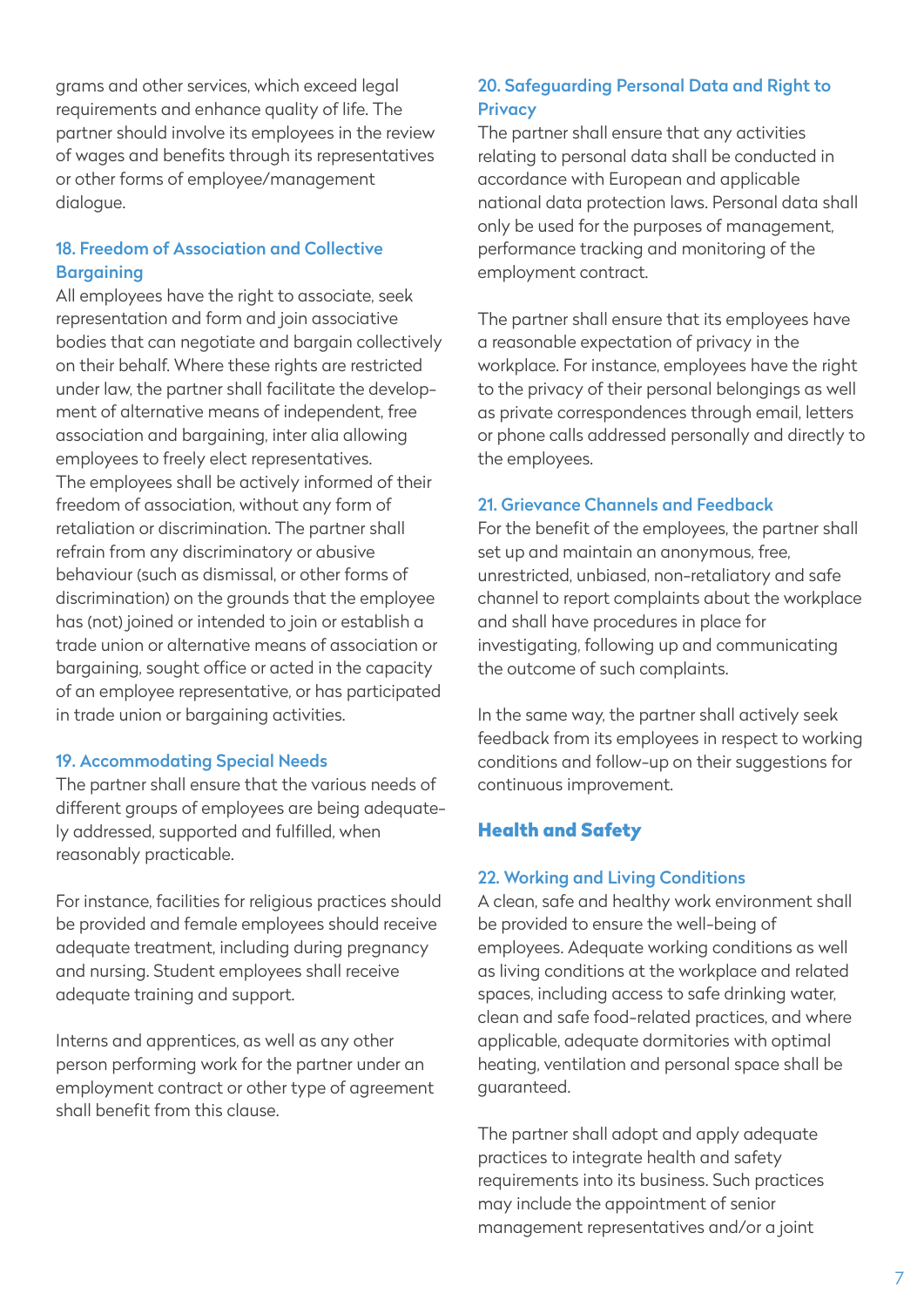grams and other services, which exceed legal requirements and enhance quality of life. The partner should involve its employees in the review of wages and benefits through its representatives or other forms of employee/management dialogue.

### 18. Freedom of Association and Collective Bargaining

All employees have the right to associate, seek representation and form and join associative bodies that can negotiate and bargain collectively on their behalf. Where these rights are restricted under law, the partner shall facilitate the development of alternative means of independent, free association and bargaining, inter alia allowing employees to freely elect representatives.
The employees shall be actively informed of their freedom of association, without any form of retaliation or discrimination. The partner shall refrain from any discriminatory or abusive behaviour (such as dismissal, or other forms of discrimination) on the grounds that the employee has (not) joined or intended to join or establish a trade union or alternative means of association or bargaining, sought office or acted in the capacity of an employee representative, or has participated in trade union or bargaining activities.

### 19. Accommodating Special Needs

The partner shall ensure that the various needs of different groups of employees are being adequately addressed, supported and fulfilled, when reasonably practicable.

For instance, facilities for religious practices should be provided and female employees should receive adequate treatment, including during pregnancy and nursing. Student employees shall receive adequate training and support.

Interns and apprentices, as well as any other person performing work for the partner under an employment contract or other type of agreement shall benefit from this clause.

### 20. Safeguarding Personal Data and Right to Privacy

The partner shall ensure that any activities relating to personal data shall be conducted in accordance with European and applicable national data protection laws. Personal data shall only be used for the purposes of management, performance tracking and monitoring of the employment contract.

The partner shall ensure that its employees have a reasonable expectation of privacy in the workplace. For instance, employees have the right to the privacy of their personal belongings as well as private correspondences through email, letters or phone calls addressed personally and directly to the employees.

### 21. Grievance Channels and Feedback

For the benefit of the employees, the partner shall set up and maintain an anonymous, free, unrestricted, unbiased, non-retaliatory and safe channel to report complaints about the workplace and shall have procedures in place for investigating, following up and communicating the outcome of such complaints.

In the same way, the partner shall actively seek feedback from its employees in respect to working conditions and follow-up on their suggestions for continuous improvement.

## Health and Safety

### 22. Working and Living Conditions

A clean, safe and healthy work environment shall be provided to ensure the well-being of employees. Adequate working conditions as well as living conditions at the workplace and related spaces, including access to safe drinking water, clean and safe food-related practices, and where applicable, adequate dormitories with optimal heating, ventilation and personal space shall be guaranteed.

The partner shall adopt and apply adequate practices to integrate health and safety requirements into its business. Such practices may include the appointment of senior management representatives and/or a joint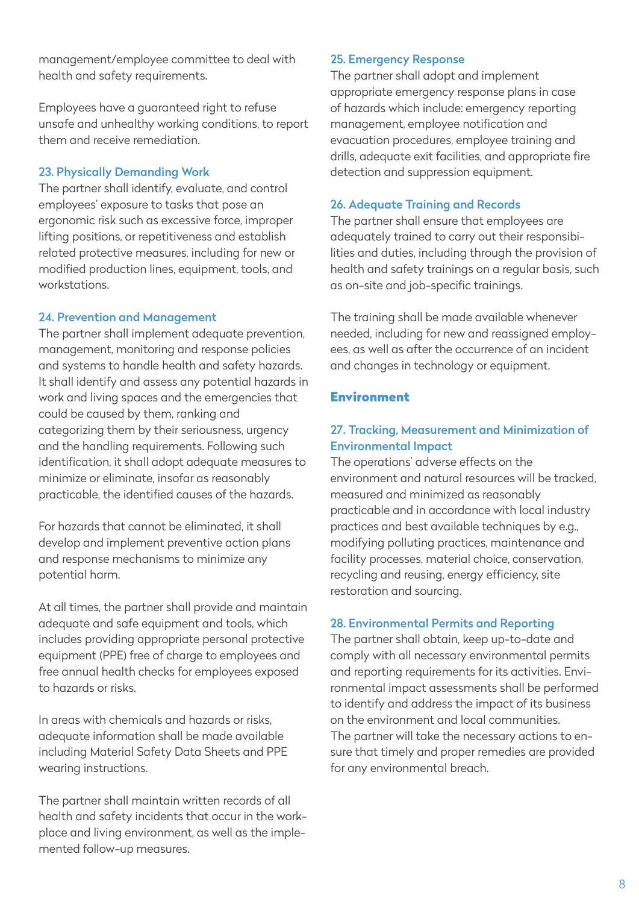management/employee committee to deal with health and safety requirements.

Employees have a guaranteed right to refuse unsafe and unhealthy working conditions, to report them and receive remediation.

### 23. Physically Demanding Work

The partner shall identify, evaluate, and control employees' exposure to tasks that pose an ergonomic risk such as excessive force, improper lifting positions, or repetitiveness and establish related protective measures, including for new or modified production lines, equipment, tools, and workstations.

### 24. Prevention and Management

The partner shall implement adequate prevention, management, monitoring and response policies and systems to handle health and safety hazards. It shall identify and assess any potential hazards in work and living spaces and the emergencies that could be caused by them, ranking and categorizing them by their seriousness, urgency and the handling requirements. Following such identification, it shall adopt adequate measures to minimize or eliminate, insofar as reasonably practicable, the identified causes of the hazards.

For hazards that cannot be eliminated, it shall develop and implement preventive action plans and response mechanisms to minimize any potential harm.

At all times, the partner shall provide and maintain adequate and safe equipment and tools, which includes providing appropriate personal protective equipment (PPE) free of charge to employees and free annual health checks for employees exposed to hazards or risks.

In areas with chemicals and hazards or risks, adequate information shall be made available including Material Safety Data Sheets and PPE wearing instructions.

The partner shall maintain written records of all health and safety incidents that occur in the workplace and living environment, as well as the implemented follow-up measures.

### 25. Emergency Response

The partner shall adopt and implement appropriate emergency response plans in case of hazards which include: emergency reporting management, employee notification and evacuation procedures, employee training and drills, adequate exit facilities, and appropriate fire detection and suppression equipment.

### 26. Adequate Training and Records

The partner shall ensure that employees are adequately trained to carry out their responsibilities and duties, including through the provision of health and safety trainings on a regular basis, such as on-site and job-specific trainings.

The training shall be made available whenever needed, including for new and reassigned employees, as well as after the occurrence of an incident and changes in technology or equipment.

## Environment

### 27. Tracking, Measurement and Minimization of Environmental Impact

The operations' adverse effects on the environment and natural resources will be tracked, measured and minimized as reasonably practicable and in accordance with local industry practices and best available techniques by e.g., modifying polluting practices, maintenance and facility processes, material choice, conservation, recycling and reusing, energy efficiency, site restoration and sourcing.

### 28. Environmental Permits and Reporting

The partner shall obtain, keep up-to-date and comply with all necessary environmental permits and reporting requirements for its activities. Environmental impact assessments shall be performed to identify and address the impact of its business on the environment and local communities.
The partner will take the necessary actions to ensure that timely and proper remedies are provided for any environmental breach.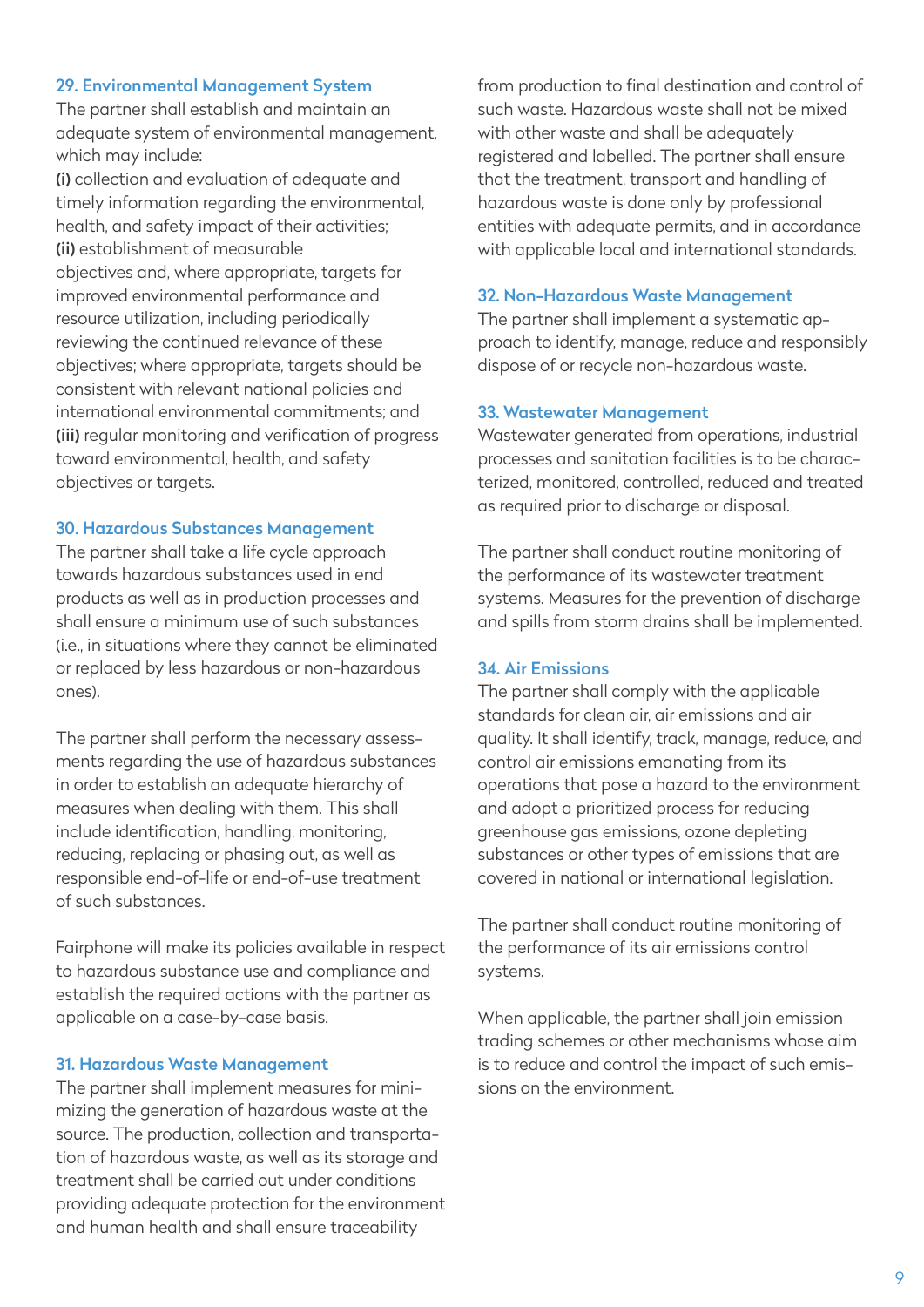### 29. Environmental Management System

The partner shall establish and maintain an adequate system of environmental management, which may include:

**(i)** collection and evaluation of adequate and timely information regarding the environmental, health, and safety impact of their activities;
**(ii)** establishment of measurable objectives and, where appropriate, targets for improved environmental performance and resource utilization, including periodically reviewing the continued relevance of these objectives; where appropriate, targets should be consistent with relevant national policies and international environmental commitments; and
**(iii)** regular monitoring and verification of progress toward environmental, health, and safety objectives or targets.

### 30. Hazardous Substances Management

The partner shall take a life cycle approach towards hazardous substances used in end products as well as in production processes and shall ensure a minimum use of such substances (i.e., in situations where they cannot be eliminated or replaced by less hazardous or non-hazardous ones).

The partner shall perform the necessary assessments regarding the use of hazardous substances in order to establish an adequate hierarchy of measures when dealing with them. This shall include identification, handling, monitoring, reducing, replacing or phasing out, as well as responsible end-of-life or end-of-use treatment of such substances.

Fairphone will make its policies available in respect to hazardous substance use and compliance and establish the required actions with the partner as applicable on a case-by-case basis.

### 31. Hazardous Waste Management

The partner shall implement measures for minimizing the generation of hazardous waste at the source. The production, collection and transportation of hazardous waste, as well as its storage and treatment shall be carried out under conditions providing adequate protection for the environment and human health and shall ensure traceability from production to final destination and control of such waste. Hazardous waste shall not be mixed with other waste and shall be adequately registered and labelled. The partner shall ensure that the treatment, transport and handling of hazardous waste is done only by professional entities with adequate permits, and in accordance with applicable local and international standards.

### 32. Non-Hazardous Waste Management

The partner shall implement a systematic approach to identify, manage, reduce and responsibly dispose of or recycle non-hazardous waste.

### 33. Wastewater Management

Wastewater generated from operations, industrial processes and sanitation facilities is to be characterized, monitored, controlled, reduced and treated as required prior to discharge or disposal.

The partner shall conduct routine monitoring of the performance of its wastewater treatment systems. Measures for the prevention of discharge and spills from storm drains shall be implemented.

### 34. Air Emissions

The partner shall comply with the applicable standards for clean air, air emissions and air quality. It shall identify, track, manage, reduce, and control air emissions emanating from its operations that pose a hazard to the environment and adopt a prioritized process for reducing greenhouse gas emissions, ozone depleting substances or other types of emissions that are covered in national or international legislation.

The partner shall conduct routine monitoring of the performance of its air emissions control systems.

When applicable, the partner shall join emission trading schemes or other mechanisms whose aim is to reduce and control the impact of such emissions on the environment.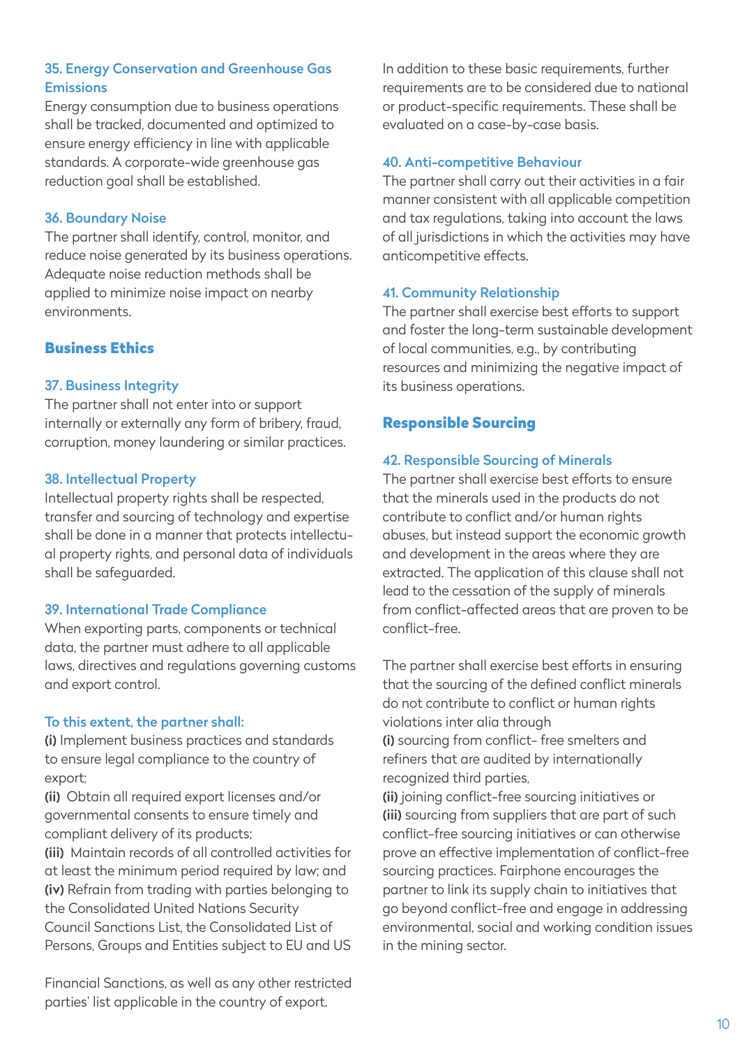### 35. Energy Conservation and Greenhouse Gas Emissions

Energy consumption due to business operations shall be tracked, documented and optimized to ensure energy efficiency in line with applicable standards. A corporate-wide greenhouse gas reduction goal shall be established.

### 36. Boundary Noise

The partner shall identify, control, monitor, and reduce noise generated by its business operations. Adequate noise reduction methods shall be applied to minimize noise impact on nearby environments.

## Business Ethics

### 37. Business Integrity

The partner shall not enter into or support internally or externally any form of bribery, fraud, corruption, money laundering or similar practices.

### 38. Intellectual Property

Intellectual property rights shall be respected, transfer and sourcing of technology and expertise shall be done in a manner that protects intellectual property rights, and personal data of individuals shall be safeguarded.

### 39. International Trade Compliance

When exporting parts, components or technical data, the partner must adhere to all applicable laws, directives and regulations governing customs and export control.

**To this extent, the partner shall:**

**(i)** Implement business practices and standards to ensure legal compliance to the country of export;
**(ii)** Obtain all required export licenses and/or governmental consents to ensure timely and compliant delivery of its products;
**(iii)** Maintain records of all controlled activities for at least the minimum period required by law; and
**(iv)** Refrain from trading with parties belonging to the Consolidated United Nations Security Council Sanctions List, the Consolidated List of Persons, Groups and Entities subject to EU and US Financial Sanctions, as well as any other restricted parties' list applicable in the country of export.

In addition to these basic requirements, further requirements are to be considered due to national or product-specific requirements. These shall be evaluated on a case-by-case basis.

### 40. Anti-competitive Behaviour

The partner shall carry out their activities in a fair manner consistent with all applicable competition and tax regulations, taking into account the laws of all jurisdictions in which the activities may have anticompetitive effects.

### 41. Community Relationship

The partner shall exercise best efforts to support and foster the long-term sustainable development of local communities, e.g., by contributing resources and minimizing the negative impact of its business operations.

## Responsible Sourcing

### 42. Responsible Sourcing of Minerals

The partner shall exercise best efforts to ensure that the minerals used in the products do not contribute to conflict and/or human rights abuses, but instead support the economic growth and development in the areas where they are extracted. The application of this clause shall not lead to the cessation of the supply of minerals from conflict-affected areas that are proven to be conflict-free.

The partner shall exercise best efforts in ensuring that the sourcing of the defined conflict minerals do not contribute to conflict or human rights violations inter alia through
**(i)** sourcing from conflict- free smelters and refiners that are audited by internationally recognized third parties,
**(ii)** joining conflict-free sourcing initiatives or
**(iii)** sourcing from suppliers that are part of such conflict-free sourcing initiatives or can otherwise prove an effective implementation of conflict-free sourcing practices. Fairphone encourages the partner to link its supply chain to initiatives that go beyond conflict-free and engage in addressing environmental, social and working condition issues in the mining sector.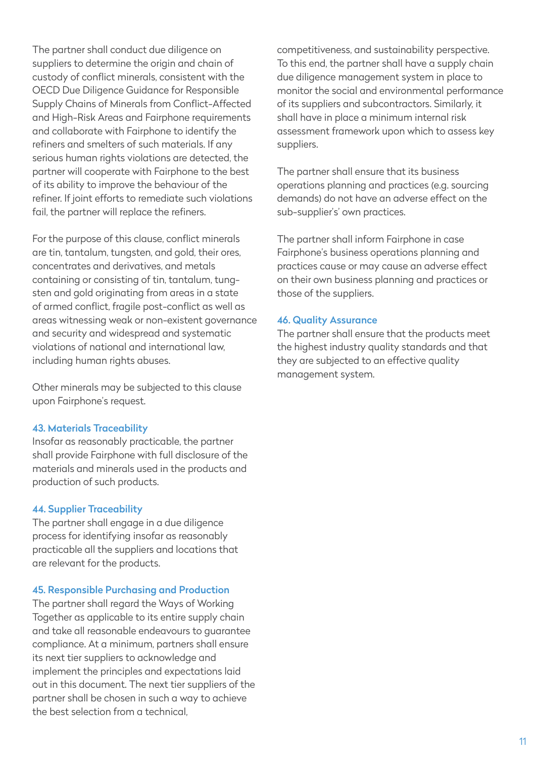The partner shall conduct due diligence on suppliers to determine the origin and chain of custody of conflict minerals, consistent with the OECD Due Diligence Guidance for Responsible Supply Chains of Minerals from Conflict-Affected and High-Risk Areas and Fairphone requirements and collaborate with Fairphone to identify the refiners and smelters of such materials. If any serious human rights violations are detected, the partner will cooperate with Fairphone to the best of its ability to improve the behaviour of the refiner. If joint efforts to remediate such violations fail, the partner will replace the refiners.

For the purpose of this clause, conflict minerals are tin, tantalum, tungsten, and gold, their ores, concentrates and derivatives, and metals containing or consisting of tin, tantalum, tungsten and gold originating from areas in a state of armed conflict, fragile post-conflict as well as areas witnessing weak or non-existent governance and security and widespread and systematic violations of national and international law, including human rights abuses.

Other minerals may be subjected to this clause upon Fairphone's request.

### 43. Materials Traceability

Insofar as reasonably practicable, the partner shall provide Fairphone with full disclosure of the materials and minerals used in the products and production of such products.

### 44. Supplier Traceability

The partner shall engage in a due diligence process for identifying insofar as reasonably practicable all the suppliers and locations that are relevant for the products.

### 45. Responsible Purchasing and Production

The partner shall regard the Ways of Working Together as applicable to its entire supply chain and take all reasonable endeavours to guarantee compliance. At a minimum, partners shall ensure its next tier suppliers to acknowledge and implement the principles and expectations laid out in this document. The next tier suppliers of the partner shall be chosen in such a way to achieve the best selection from a technical, competitiveness, and sustainability perspective. To this end, the partner shall have a supply chain due diligence management system in place to monitor the social and environmental performance of its suppliers and subcontractors. Similarly, it shall have in place a minimum internal risk assessment framework upon which to assess key suppliers.

The partner shall ensure that its business operations planning and practices (e.g. sourcing demands) do not have an adverse effect on the sub-supplier's' own practices.

The partner shall inform Fairphone in case Fairphone's business operations planning and practices cause or may cause an adverse effect on their own business planning and practices or those of the suppliers.

### 46. Quality Assurance

The partner shall ensure that the products meet the highest industry quality standards and that they are subjected to an effective quality management system.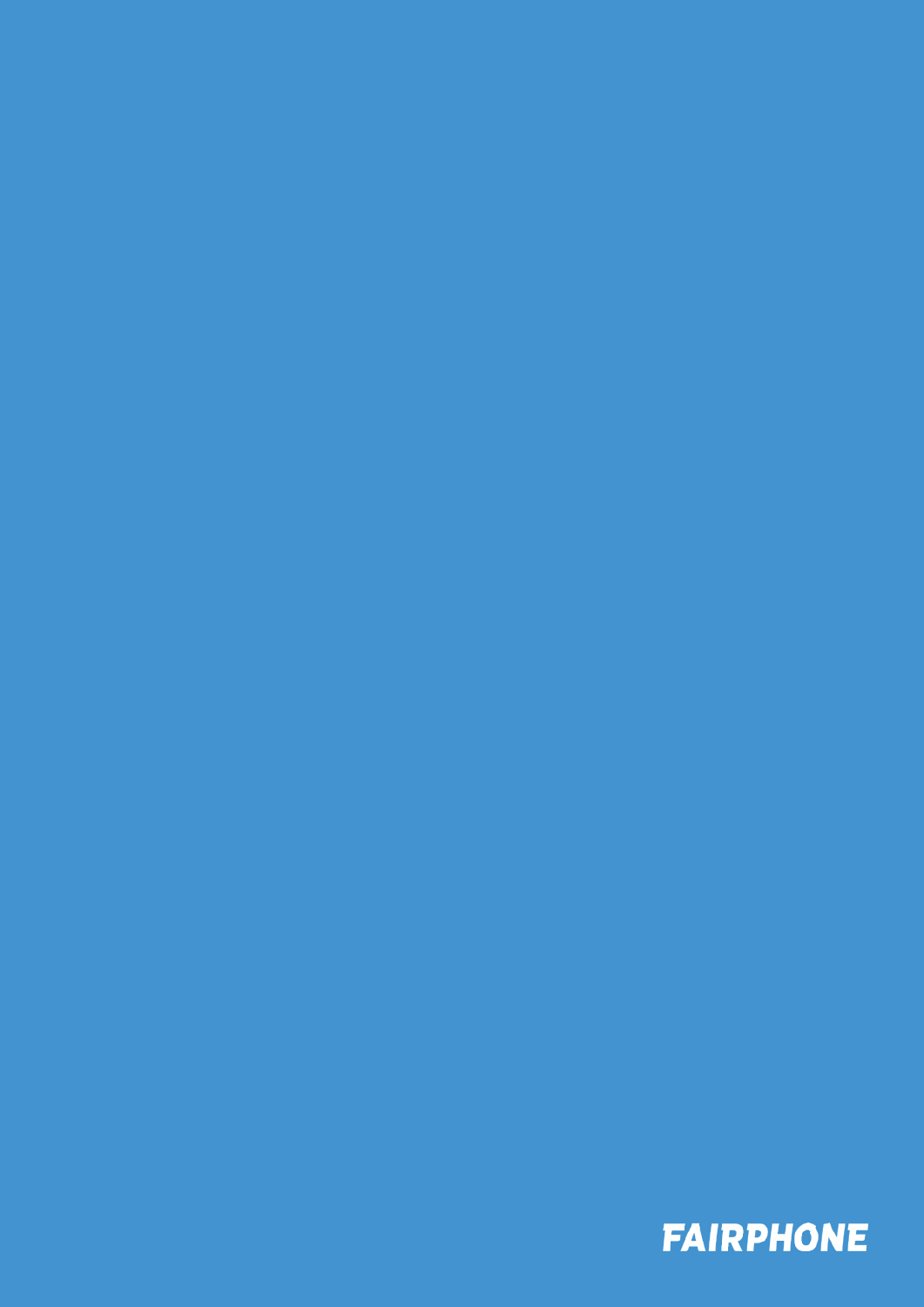FAIRPHONE